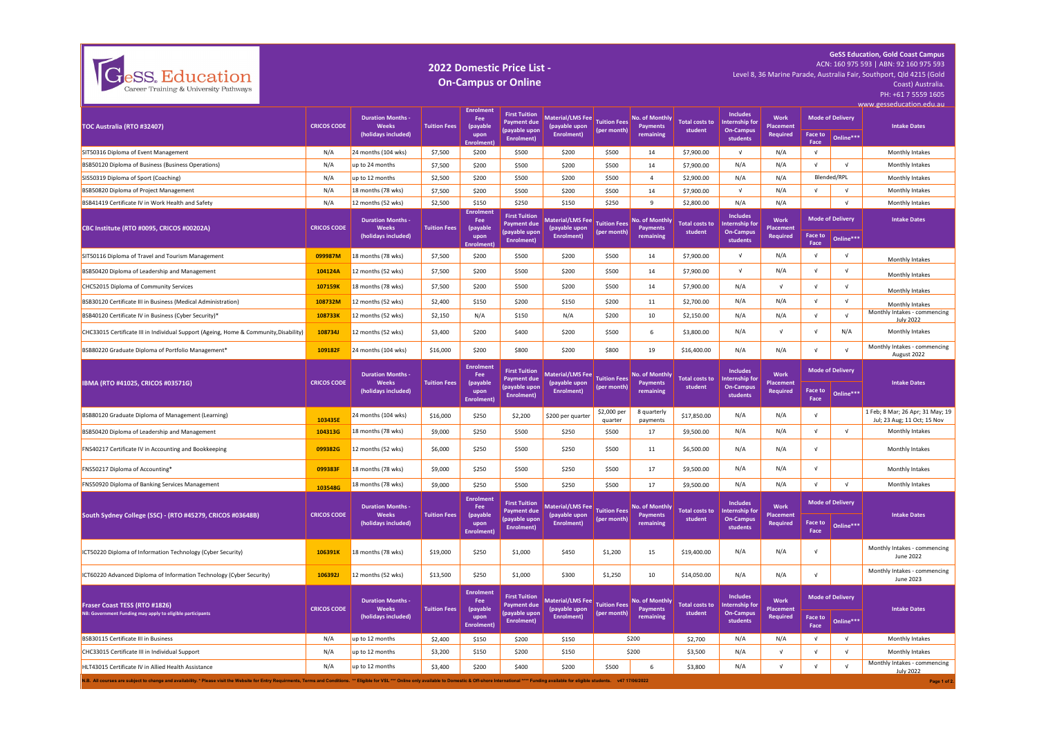# GeSS Education

Career Training & University Pathways

## 2022 Domestic Price List - On-Campus or Online

**GeSS Education, Gold Coast Campus**
ACN: 160 975 593 | ABN: 92 160 975 593
Level 8, 36 Marine Parade, Australia Fair, Southport, Qld 4215 (Gold Coast) Australia.
PH: +61 7 5559 1605
www.gesseducation.edu.au

| TOC Australia (RTO #32407) | CRICOS CODE | Duration Months - Weeks (holidays included) | Tuition Fees | Enrolment Fee (payable upon Enrolment) | First Tuition Payment due (payable upon Enrolment) | Material/LMS Fee (payable upon Enrolment) | Tuition Fees (per month) | No. of Monthly Payments remaining | Total costs to student | Includes Internship for On-Campus students | Work Placement Required | Mode of Delivery: Face to Face | Mode of Delivery: Online*** | Intake Dates |
|---|---|---|---|---|---|---|---|---|---|---|---|---|---|---|
| SIT50316 Diploma of Event Management | N/A | 24 months (104 wks) | $7,500 | $200 | $500 | $200 | $500 | 14 | $7,900.00 | √ | N/A | √ | | Monthly Intakes |
| BSB50120 Diploma of Business (Business Operations) | N/A | up to 24 months | $7,500 | $200 | $500 | $200 | $500 | 14 | $7,900.00 | N/A | N/A | √ | √ | Monthly Intakes |
| SIS50319 Diploma of Sport (Coaching) | N/A | up to 12 months | $2,500 | $200 | $500 | $200 | $500 | 4 | $2,900.00 | N/A | N/A | Blended/RPL | | Monthly Intakes |
| BSB50820 Diploma of Project Management | N/A | 18 months (78 wks) | $7,500 | $200 | $500 | $200 | $500 | 14 | $7,900.00 | √ | N/A | √ | √ | Monthly Intakes |
| BSB41419 Certificate IV in Work Health and Safety | N/A | 12 months (52 wks) | $2,500 | $150 | $250 | $150 | $250 | 9 | $2,800.00 | N/A | N/A | | √ | Monthly Intakes |
| **CBC Institute (RTO #0095, CRICOS #00202A)** | **CRICOS CODE** | **Duration Months - Weeks (holidays included)** | **Tuition Fees** | **Enrolment Fee (payable upon Enrolment)** | **First Tuition Payment due (payable upon Enrolment)** | **Material/LMS Fee (payable upon Enrolment)** | **Tuition Fees (per month)** | **No. of Monthly Payments remaining** | **Total costs to student** | **Includes Internship for On-Campus students** | **Work Placement Required** | **Face to Face** | **Online*** ** | **Intake Dates** |
| SIT50116 Diploma of Travel and Tourism Management | 099987M | 18 months (78 wks) | $7,500 | $200 | $500 | $200 | $500 | 14 | $7,900.00 | √ | N/A | √ | √ | Monthly Intakes |
| BSB50420 Diploma of Leadership and Management | 104124A | 12 months (52 wks) | $7,500 | $200 | $500 | $200 | $500 | 14 | $7,900.00 | √ | N/A | √ | √ | Monthly Intakes |
| CHC52015 Diploma of Community Services | 107159K | 18 months (78 wks) | $7,500 | $200 | $500 | $200 | $500 | 14 | $7,900.00 | N/A | √ | √ | √ | Monthly Intakes |
| BSB30120 Certificate III in Business (Medical Administration) | 108732M | 12 months (52 wks) | $2,400 | $150 | $200 | $150 | $200 | 11 | $2,700.00 | N/A | N/A | √ | √ | Monthly Intakes |
| BSB40120 Certificate IV in Business (Cyber Security)* | 108733K | 12 months (52 wks) | $2,150 | N/A | $150 | N/A | $200 | 10 | $2,150.00 | N/A | N/A | √ | √ | Monthly Intakes - commencing July 2022 |
| CHC33015 Certificate III in Individual Support (Ageing, Home & Community,Disability) | 108734J | 12 months (52 wks) | $3,400 | $200 | $400 | $200 | $500 | 6 | $3,800.00 | N/A | √ | √ | N/A | Monthly Intakes |
| BSB80220 Graduate Diploma of Portfolio Management* | 109182F | 24 months (104 wks) | $16,000 | $200 | $800 | $200 | $800 | 19 | $16,400.00 | N/A | N/A | √ | √ | Monthly Intakes - commencing August 2022 |
| **IBMA (RTO #41025, CRICOS #03571G)** | **CRICOS CODE** | **Duration Months - Weeks (holidays included)** | **Tuition Fees** | **Enrolment Fee (payable upon Enrolment)** | **First Tuition Payment due (payable upon Enrolment)** | **Material/LMS Fee (payable upon Enrolment)** | **Tuition Fees (per month)** | **No. of Monthly Payments remaining** | **Total costs to student** | **Includes Internship for On-Campus students** | **Work Placement Required** | **Face to Face** | **Online*** ** | **Intake Dates** |
| BSB80120 Graduate Diploma of Management (Learning) | 103435E | 24 months (104 wks) | $16,000 | $250 | $2,200 | $200 per quarter | $2,000 per quarter | 8 quarterly payments | $17,850.00 | N/A | N/A | √ | | 1 Feb; 8 Mar; 26 Apr; 31 May; 19 Jul; 23 Aug; 11 Oct; 15 Nov |
| BSB50420 Diploma of Leadership and Management | 104313G | 18 months (78 wks) | $9,000 | $250 | $500 | $250 | $500 | 17 | $9,500.00 | N/A | N/A | √ | √ | Monthly Intakes |
| FNS40217 Certificate IV in Accounting and Bookkeeping | 099382G | 12 months (52 wks) | $6,000 | $250 | $500 | $250 | $500 | 11 | $6,500.00 | N/A | N/A | √ | | Monthly Intakes |
| FNS50217 Diploma of Accounting* | 099383F | 18 months (78 wks) | $9,000 | $250 | $500 | $250 | $500 | 17 | $9,500.00 | N/A | N/A | √ | | Monthly Intakes |
| FNS50920 Diploma of Banking Services Management | 103548G | 18 months (78 wks) | $9,000 | $250 | $500 | $250 | $500 | 17 | $9,500.00 | N/A | N/A | √ | √ | Monthly Intakes |
| **South Sydney College (SSC) - (RTO #45279, CRICOS #03648B)** | **CRICOS CODE** | **Duration Months - Weeks (holidays included)** | **Tuition Fees** | **Enrolment Fee (payable upon Enrolment)** | **First Tuition Payment due (payable upon Enrolment)** | **Material/LMS Fee (payable upon Enrolment)** | **Tuition Fees (per month)** | **No. of Monthly Payments remaining** | **Total costs to student** | **Includes Internship for On-Campus students** | **Work Placement Required** | **Face to Face** | **Online*** ** | **Intake Dates** |
| ICT50220 Diploma of Information Technology (Cyber Security) | 106391K | 18 months (78 wks) | $19,000 | $250 | $1,000 | $450 | $1,200 | 15 | $19,400.00 | N/A | N/A | √ | | Monthly Intakes - commencing June 2022 |
| ICT60220 Advanced Diploma of Information Technology (Cyber Security) | 106392J | 12 months (52 wks) | $13,500 | $250 | $1,000 | $300 | $1,250 | 10 | $14,050.00 | N/A | N/A | √ | | Monthly Intakes - commencing June 2023 |
| **Fraser Coast TESS (RTO #1826)** NB: Government Funding may apply to eligible participants | **CRICOS CODE** | **Duration Months - Weeks (holidays included)** | **Tuition Fees** | **Enrolment Fee (payable upon Enrolment)** | **First Tuition Payment due (payable upon Enrolment)** | **Material/LMS Fee (payable upon Enrolment)** | **Tuition Fees (per month)** | **No. of Monthly Payments remaining** | **Total costs to student** | **Includes Internship for On-Campus students** | **Work Placement Required** | **Face to Face** | **Online*** ** | **Intake Dates** |
| BSB30115 Certificate III in Business | N/A | up to 12 months | $2,400 | $150 | $200 | $150 | $200 | | $2,700 | N/A | N/A | √ | √ | Monthly Intakes |
| CHC33015 Certificate III in Individual Support | N/A | up to 12 months | $3,200 | $150 | $200 | $150 | $200 | | $3,500 | N/A | √ | √ | √ | Monthly Intakes |
| HLT43015 Certificate IV in Allied Health Assistance | N/A | up to 12 months | $3,400 | $200 | $400 | $200 | $500 | 6 | $3,800 | N/A | √ | √ | √ | Monthly Intakes - commencing July 2022 |

N.B. All courses are subject to change and availability. * Please visit the Website for Entry Requirments, Terms and Conditions. ** Eligible for VSL *** Online only available to Domestic & Off-shore International **** Funding available for eligible students. v47 17/06/2022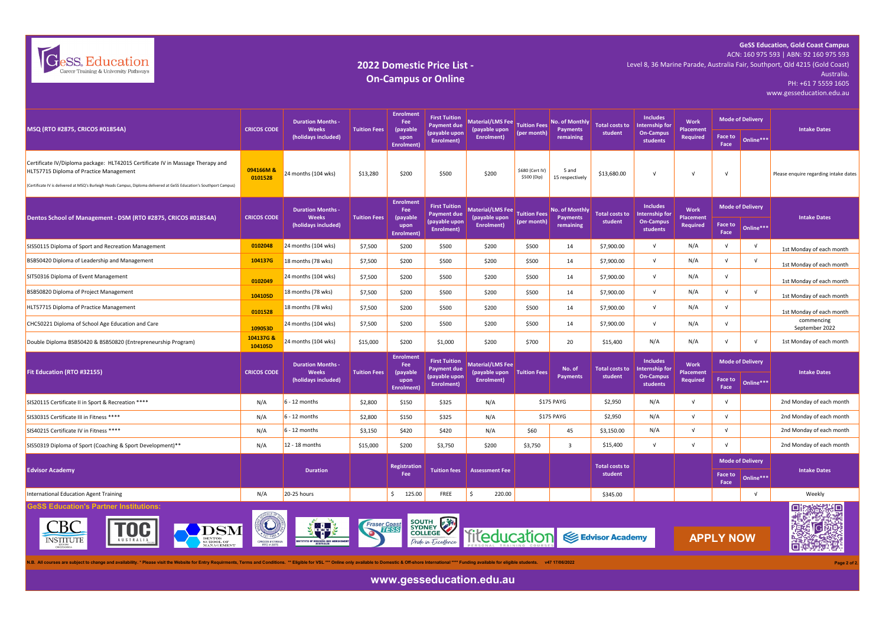# 2022 Domestic Price List - On-Campus or Online

**GeSS Education, Gold Coast Campus**
ACN: 160 975 593 | ABN: 92 160 975 593
Level 8, 36 Marine Parade, Australia Fair, Southport, Qld 4215 (Gold Coast) Australia.
PH: +61 7 5559 1605
www.gesseducation.edu.au

| MSQ (RTO #2875, CRICOS #01854A) | CRICOS CODE | Duration Months - Weeks (holidays included) | Tuition Fees | Enrolment Fee (payable upon Enrolment) | First Tuition Payment due (payable upon Enrolment) | Material/LMS Fee (payable upon Enrolment) | Tuition Fees (per month) | No. of Monthly Payments remaining | Total costs to student | Includes Internship for On-Campus students | Work Placement Required | Mode of Delivery: Face to Face | Mode of Delivery: Online*** | Intake Dates |
|---|---|---|---|---|---|---|---|---|---|---|---|---|---|---|
| Certificate IV/Diploma package: HLT42015 Certificate IV in Massage Therapy and HLT57715 Diploma of Practice Management (Certificate IV is delivered at MSQ's Burleigh Heads Campus, Diploma delivered at GeSS Education's Southport Campus) | 094166M & 0101528 | 24 months (104 wks) | $13,280 | $200 | $500 | $200 | $680 (Cert IV) $500 (Dip) | 5 and 15 respectively | $13,680.00 | √ | √ | √ | | Please enquire regarding intake dates |

| Dentos School of Management - DSM (RTO #2875, CRICOS #01854A) | CRICOS CODE | Duration Months - Weeks (holidays included) | Tuition Fees | Enrolment Fee (payable upon Enrolment) | First Tuition Payment due (payable upon Enrolment) | Material/LMS Fee (payable upon Enrolment) | Tuition Fees (per month) | No. of Monthly Payments remaining | Total costs to student | Includes Internship for On-Campus students | Work Placement Required | Mode of Delivery: Face to Face | Mode of Delivery: Online*** | Intake Dates |
|---|---|---|---|---|---|---|---|---|---|---|---|---|---|---|
| SIS50115 Diploma of Sport and Recreation Management | 0102048 | 24 months (104 wks) | $7,500 | $200 | $500 | $200 | $500 | 14 | $7,900.00 | √ | N/A | √ | √ | 1st Monday of each month |
| BSB50420 Diploma of Leadership and Management | 104137G | 18 months (78 wks) | $7,500 | $200 | $500 | $200 | $500 | 14 | $7,900.00 | √ | N/A | √ | √ | 1st Monday of each month |
| SIT50316 Diploma of Event Management | 0102049 | 24 months (104 wks) | $7,500 | $200 | $500 | $200 | $500 | 14 | $7,900.00 | √ | N/A | √ | | 1st Monday of each month |
| BSB50820 Diploma of Project Management | 104105D | 18 months (78 wks) | $7,500 | $200 | $500 | $200 | $500 | 14 | $7,900.00 | √ | N/A | √ | √ | 1st Monday of each month |
| HLT57715 Diploma of Practice Management | 0101528 | 18 months (78 wks) | $7,500 | $200 | $500 | $200 | $500 | 14 | $7,900.00 | √ | N/A | √ | | 1st Monday of each month |
| CHC50221 Diploma of School Age Education and Care | 109053D | 24 months (104 wks) | $7,500 | $200 | $500 | $200 | $500 | 14 | $7,900.00 | √ | N/A | √ | | commencing September 2022 |
| Double Diploma BSB50420 & BSB50820 (Entrepreneurship Program) | 104137G & 104105D | 24 months (104 wks) | $15,000 | $200 | $1,000 | $200 | $700 | 20 | $15,400 | N/A | N/A | √ | √ | 1st Monday of each month |

| Fit Education (RTO #32155) | CRICOS CODE | Duration Months - Weeks (holidays included) | Tuition Fees | Enrolment Fee (payable upon Enrolment) | First Tuition Payment due (payable upon Enrolment) | Material/LMS Fee (payable upon Enrolment) | Tuition Fees | No. of Payments | Total costs to student | Includes Internship for On-Campus students | Work Placement Required | Mode of Delivery: Face to Face | Mode of Delivery: Online*** | Intake Dates |
|---|---|---|---|---|---|---|---|---|---|---|---|---|---|---|
| SIS20115 Certificate II in Sport & Recreation **** | N/A | 6 - 12 months | $2,800 | $150 | $325 | N/A | $175 PAYG | | $2,950 | N/A | √ | √ | | 2nd Monday of each month |
| SIS30315 Certificate III in Fitness **** | N/A | 6 - 12 months | $2,800 | $150 | $325 | N/A | $175 PAYG | | $2,950 | N/A | √ | √ | | 2nd Monday of each month |
| SIS40215 Certificate IV in Fitness **** | N/A | 6 - 12 months | $3,150 | $420 | $420 | N/A | $60 | 45 | $3,150.00 | N/A | √ | √ | | 2nd Monday of each month |
| SIS50319 Diploma of Sport (Coaching & Sport Development)** | N/A | 12 - 18 months | $15,000 | $200 | $3,750 | $200 | $3,750 | 3 | $15,400 | √ | √ | √ | | 2nd Monday of each month |

| Edvisor Academy | | Duration | | Registration Fee | Tuition fees | Assessment Fee | | | Total costs to student | | | Mode of Delivery: Face to Face | Mode of Delivery: Online*** | Intake Dates |
|---|---|---|---|---|---|---|---|---|---|---|---|---|---|---|
| International Education Agent Training | N/A | 20-25 hours | | $ 125.00 | FREE | $ 220.00 | | | $345.00 | | | | √ | Weekly |

**GeSS Education's Partner Institutions:**

APPLY NOW

N.B. All courses are subject to change and availability. * Please visit the Website for Entry Requirments, Terms and Conditions. ** Eligible for VSL. *** Online only available to Domestic & Off-shore International **** Funding available for eligible students. v47 17/06/2022

www.gesseducation.edu.au